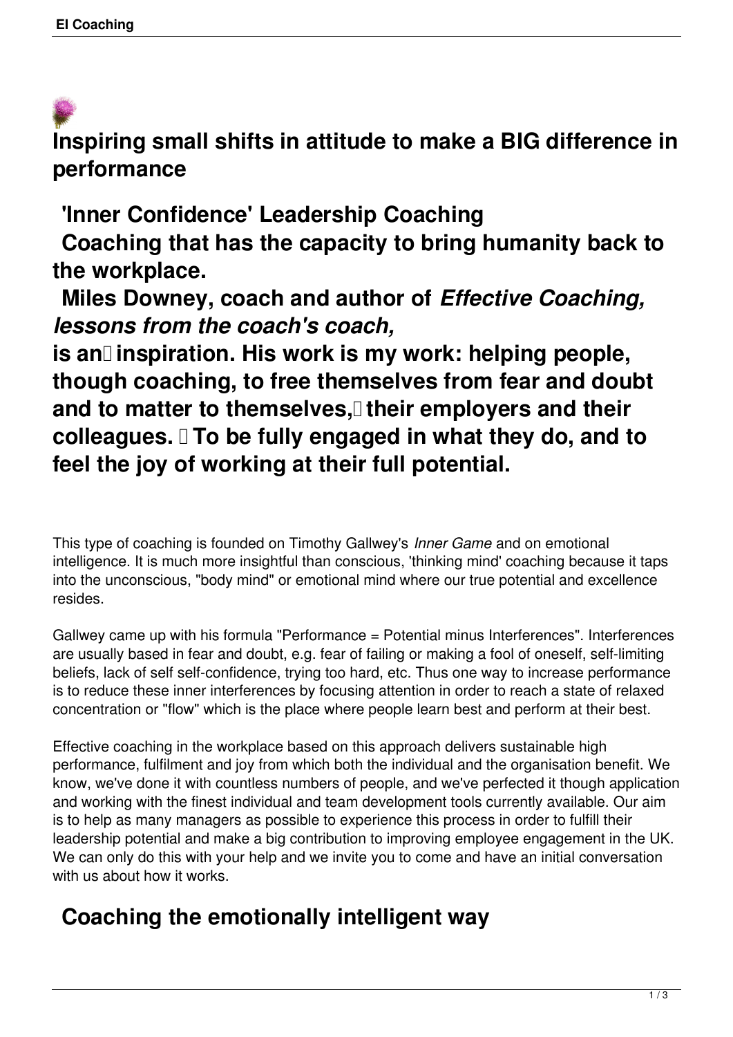# Inspiring small shifts in attitude to make a BIG difference in performance

## 'Inner Confidence' Leadership Coaching

## Coaching that has the capacity to bring humanity back to the workplace.

## Miles Downey, coach and author of *Effective Coaching, lessons from the coach's coach,* is an inspiration. His work is my work: helping people, though coaching, to free themselves from fear and doubt and to matter to themselves, their employers and their colleagues. To be fully engaged in what they do, and to feel the joy of working at their full potential.

This type of coaching is founded on Timothy Gallwey's *Inner Game* and on emotional intelligence. It is much more insightful than conscious, 'thinking mind' coaching because it taps into the unconscious, "body mind" or emotional mind where our true potential and excellence resides.

Gallwey came up with his formula "Performance = Potential minus Interferences". Interferences are usually based in fear and doubt, e.g. fear of failing or making a fool of oneself, self-limiting beliefs, lack of self self-confidence, trying too hard, etc. Thus one way to increase performance is to reduce these inner interferences by focusing attention in order to reach a state of relaxed concentration or "flow" which is the place where people learn best and perform at their best.

Effective coaching in the workplace based on this approach delivers sustainable high performance, fulfilment and joy from which both the individual and the organisation benefit. We know, we've done it with countless numbers of people, and we've perfected it though application and working with the finest individual and team development tools currently available. Our aim is to help as many managers as possible to experience this process in order to fulfill their leadership potential and make a big contribution to improving employee engagement in the UK. We can only do this with your help and we invite you to come and have an initial conversation with us about how it works.

## Coaching the emotionally intelligent way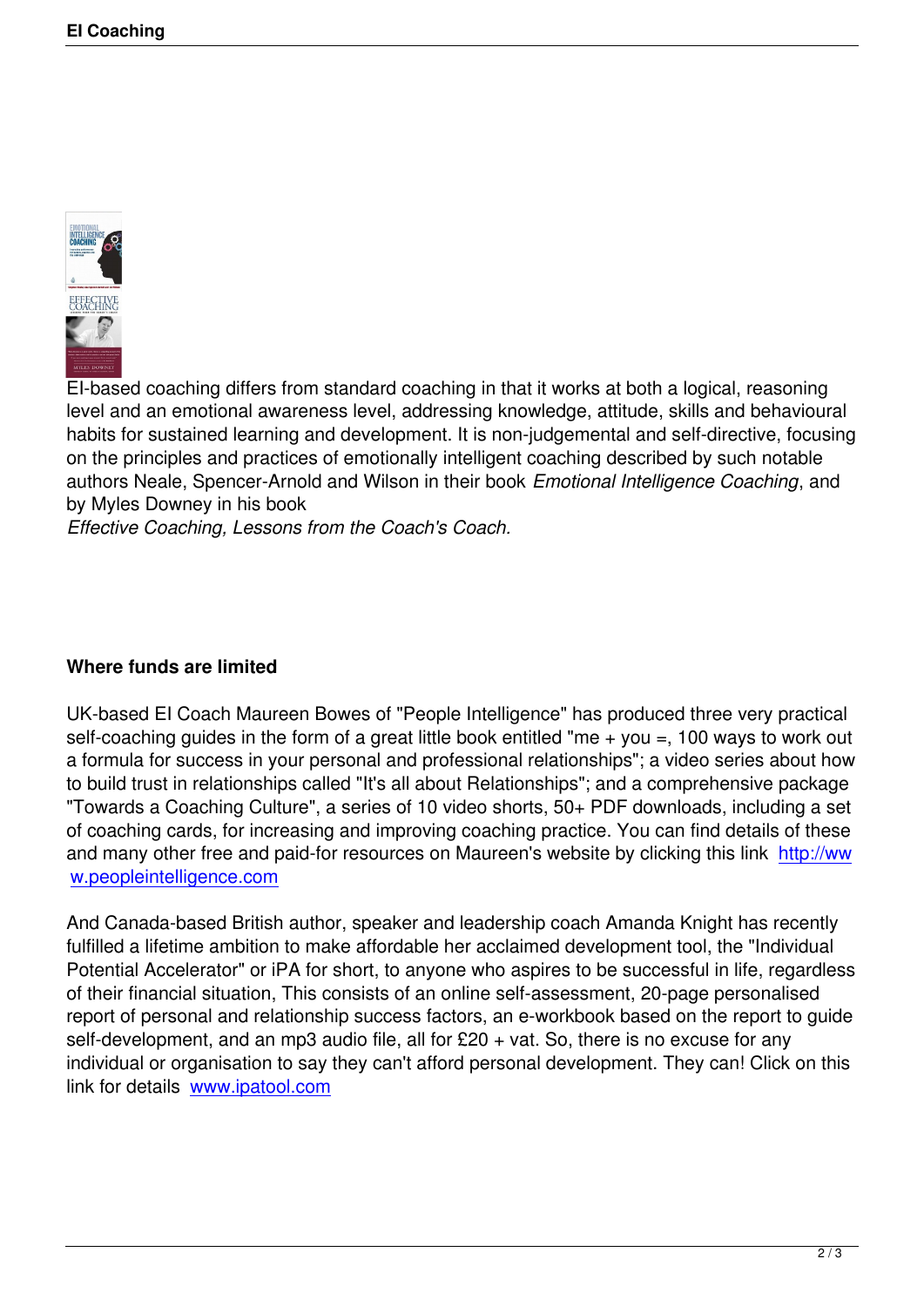EI-based coaching differs from standard coaching in that it works at both a logical, reasoning level and an emotional awareness level, addressing knowledge, attitude, skills and behavioural habits for sustained learning and development. It is non-judgemental and self-directive, focusing on the principles and practices of emotionally intelligent coaching described by such notable authors Neale, Spencer-Arnold and Wilson in their book *Emotional Intelligence Coaching*, and by Myles Downey in his book *Effective Coaching, Lessons from the Coach's Coach.*

## Where funds are limited

UK-based EI Coach Maureen Bowes of "People Intelligence" has produced three very practical self-coaching guides in the form of a great little book entitled "me + you =, 100 ways to work out a formula for success in your personal and professional relationships"; a video series about how to build trust in relationships called "It's all about Relationships"; and a comprehensive package "Towards a Coaching Culture", a series of 10 video shorts, 50+ PDF downloads, including a set of coaching cards, for increasing and improving coaching practice. You can find details of these and many other free and paid-for resources on Maureen's website by clicking this link http://www.peopleintelligence.com

And Canada-based British author, speaker and leadership coach Amanda Knight has recently fulfilled a lifetime ambition to make affordable her acclaimed development tool, the "Individual Potential Accelerator" or iPA for short, to anyone who aspires to be successful in life, regardless of their financial situation, This consists of an online self-assessment, 20-page personalised report of personal and relationship success factors, an e-workbook based on the report to guide self-development, and an mp3 audio file, all for £20 + vat. So, there is no excuse for any individual or organisation to say they can't afford personal development. They can! Click on this link for details www.ipatool.com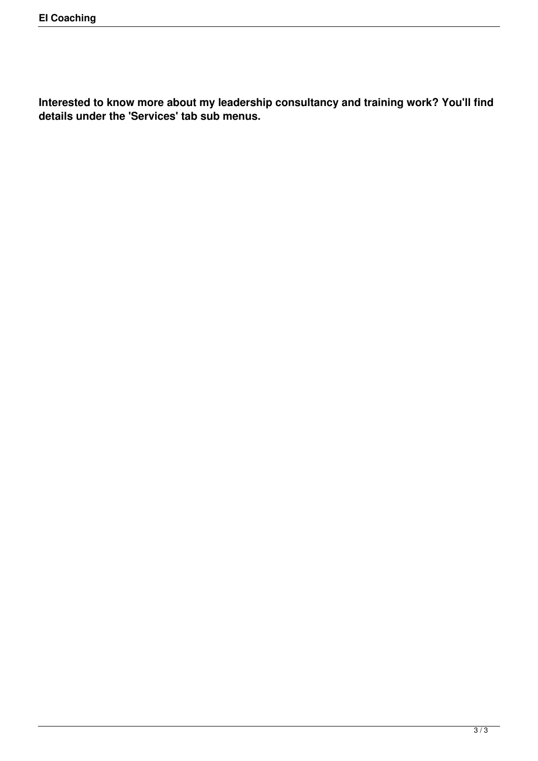**Interested to know more about my leadership consultancy and training work? You'll find details under the 'Services' tab sub menus.**